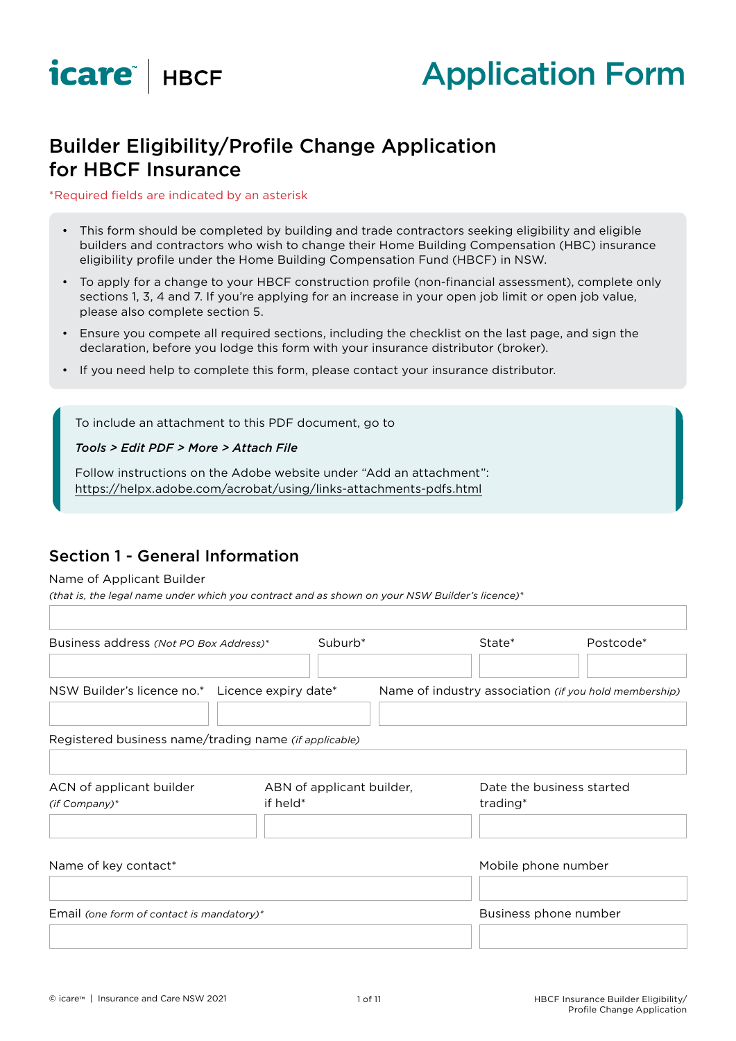icare | HBCF

# Application Form

## Builder Eligibility/Profile Change Application for HBCF Insurance

*Required fields are indicated by an asterisk

- This form should be completed by building and trade contractors seeking eligibility and eligible builders and contractors who wish to change their Home Building Compensation (HBC) insurance eligibility profile under the Home Building Compensation Fund (HBCF) in NSW.
- To apply for a change to your HBCF construction profile (non-financial assessment), complete only sections 1, 3, 4 and 7. If you're applying for an increase in your open job limit or open job value, please also complete section 5.
- Ensure you compete all required sections, including the checklist on the last page, and sign the declaration, before you lodge this form with your insurance distributor (broker).
- If you need help to complete this form, please contact your insurance distributor.

To include an attachment to this PDF document, go to

***Tools > Edit PDF > More > Attach File***

Follow instructions on the Adobe website under "Add an attachment": https://helpx.adobe.com/acrobat/using/links-attachments-pdfs.html

## Section 1 - General Information

Name of Applicant Builder
*(that is, the legal name under which you contract and as shown on your NSW Builder's licence)**

| Business address *(Not PO Box Address)** | Suburb* | State* | Postcode* |
|---|---|---|---|
| | | | |

| NSW Builder's licence no.* | Licence expiry date* | Name of industry association *(if you hold membership)* |
|---|---|---|
| | | |

Registered business name/trading name *(if applicable)*

| ACN of applicant builder *(if Company)** | ABN of applicant builder, if held* | Date the business started trading* |
|---|---|---|
| | | |

| Name of key contact* | Mobile phone number |
|---|---|
| | |

| Email *(one form of contact is mandatory)** | Business phone number |
|---|---|
| | |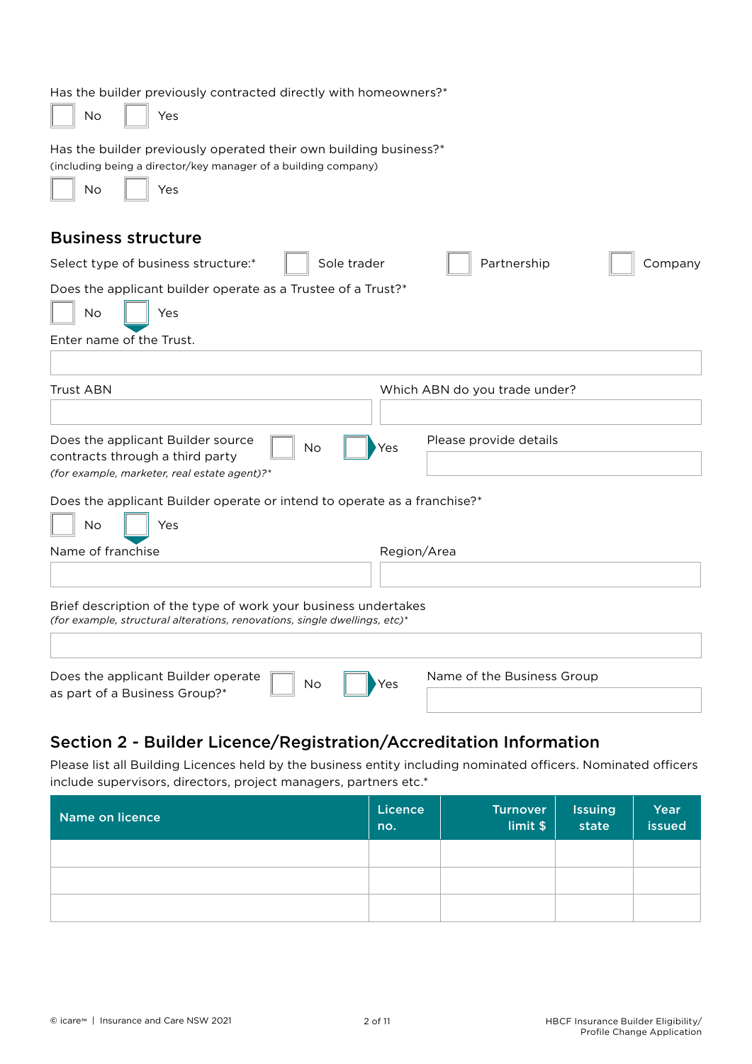Has the builder previously contracted directly with homeowners?*

☐ No ☐ Yes

Has the builder previously operated their own building business?*
(including being a director/key manager of a building company)

☐ No ☐ Yes

## Business structure

Select type of business structure:* ☐ Sole trader ☐ Partnership ☐ Company

Does the applicant builder operate as a Trustee of a Trust?*

☐ No ☐ Yes

Enter name of the Trust.

Trust ABN

Which ABN do you trade under?

Does the applicant Builder source contracts through a third party *(for example, marketer, real estate agent)?** ☐ No ☐ Yes

Please provide details

Does the applicant Builder operate or intend to operate as a franchise?*

☐ No ☐ Yes

Name of franchise

Region/Area

Brief description of the type of work your business undertakes
*(for example, structural alterations, renovations, single dwellings, etc)**

Does the applicant Builder operate as part of a Business Group?* ☐ No ☐ Yes

Name of the Business Group

## Section 2 - Builder Licence/Registration/Accreditation Information

Please list all Building Licences held by the business entity including nominated officers. Nominated officers include supervisors, directors, project managers, partners etc.*

| Name on licence | Licence no. | Turnover limit $ | Issuing state | Year issued |
|---|---|---|---|---|
| | | | | |
| | | | | |
| | | | | |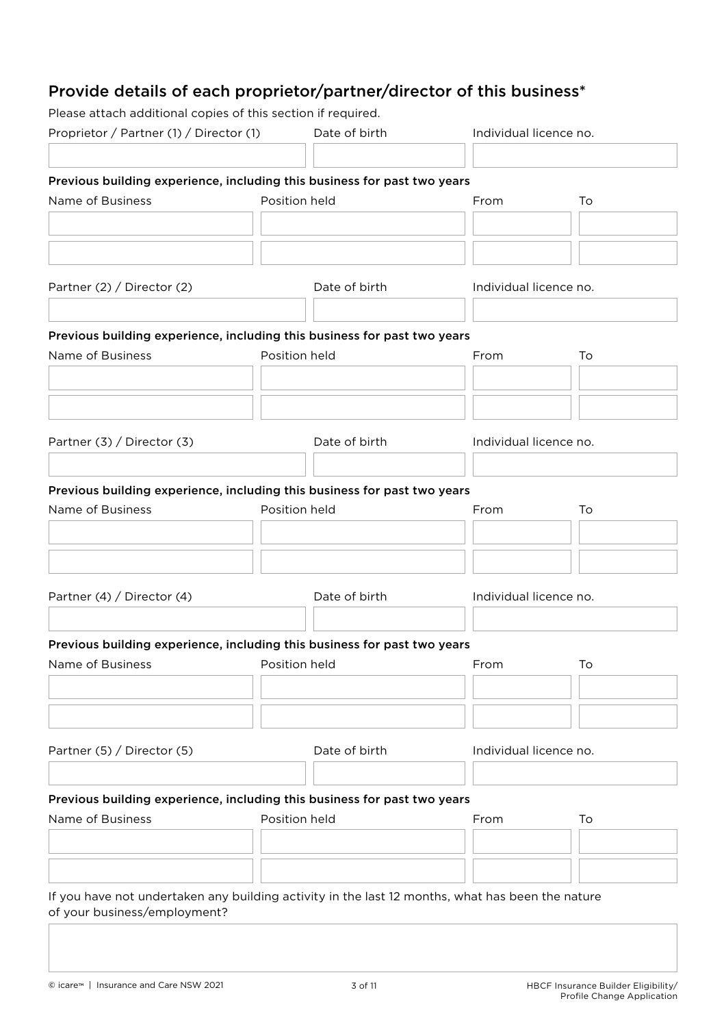## Provide details of each proprietor/partner/director of this business*

Please attach additional copies of this section if required.

| Proprietor / Partner (1) / Director (1) | Date of birth | Individual licence no. |
|---|---|---|
| | | |

**Previous building experience, including this business for past two years**

| Name of Business | Position held | From | To |
|---|---|---|---|
| | | | |
| | | | |

| Partner (2) / Director (2) | Date of birth | Individual licence no. |
|---|---|---|
| | | |

**Previous building experience, including this business for past two years**

| Name of Business | Position held | From | To |
|---|---|---|---|
| | | | |
| | | | |

| Partner (3) / Director (3) | Date of birth | Individual licence no. |
|---|---|---|
| | | |

**Previous building experience, including this business for past two years**

| Name of Business | Position held | From | To |
|---|---|---|---|
| | | | |
| | | | |

| Partner (4) / Director (4) | Date of birth | Individual licence no. |
|---|---|---|
| | | |

**Previous building experience, including this business for past two years**

| Name of Business | Position held | From | To |
|---|---|---|---|
| | | | |
| | | | |

| Partner (5) / Director (5) | Date of birth | Individual licence no. |
|---|---|---|
| | | |

**Previous building experience, including this business for past two years**

| Name of Business | Position held | From | To |
|---|---|---|---|
| | | | |
| | | | |

If you have not undertaken any building activity in the last 12 months, what has been the nature of your business/employment?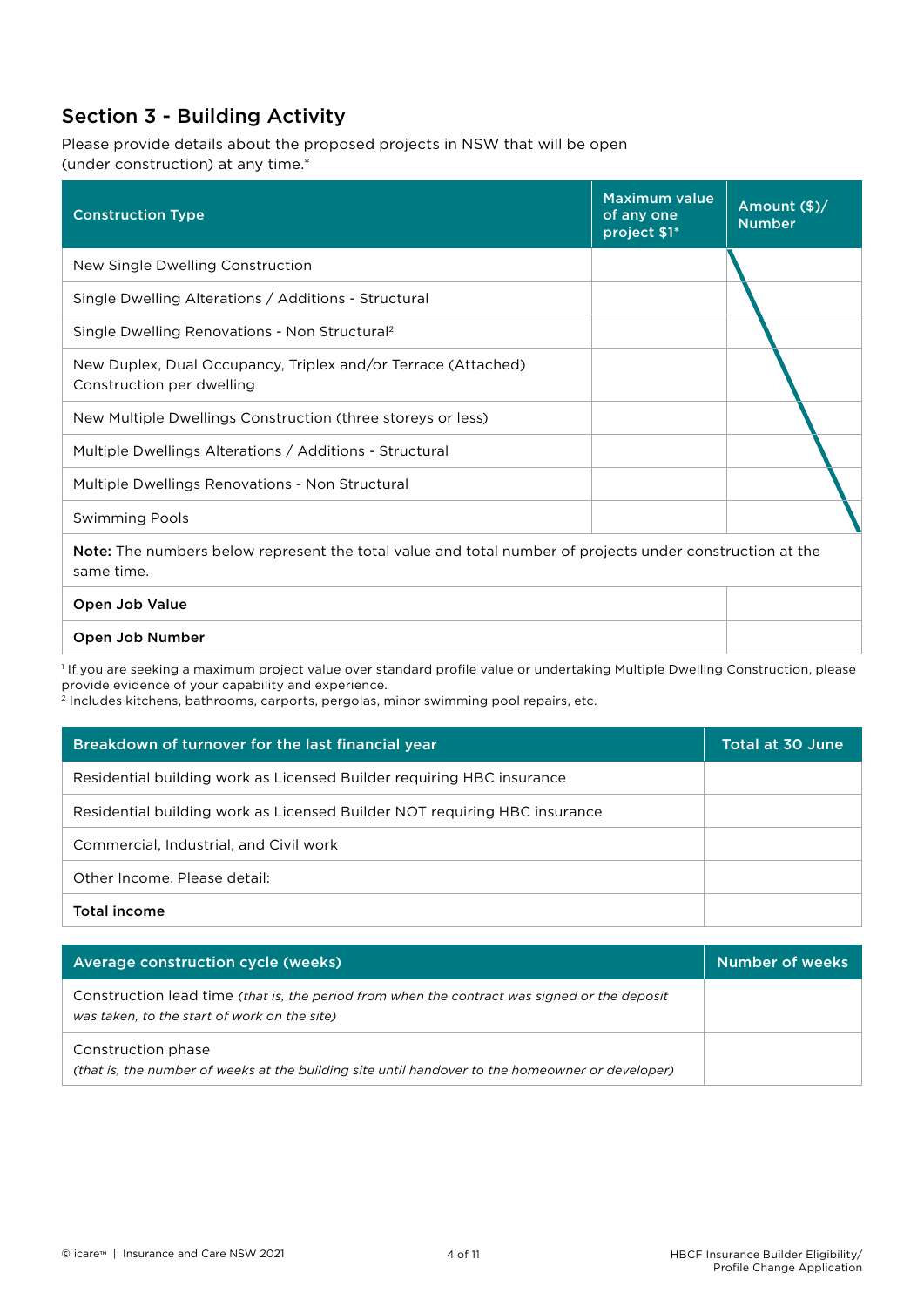## Section 3 - Building Activity

Please provide details about the proposed projects in NSW that will be open (under construction) at any time.*

| Construction Type | Maximum value of any one project $1* | Amount ($)/ Number |
|---|---|---|
| New Single Dwelling Construction | | |
| Single Dwelling Alterations / Additions - Structural | | |
| Single Dwelling Renovations - Non Structural[2] | | |
| New Duplex, Dual Occupancy, Triplex and/or Terrace (Attached) Construction per dwelling | | |
| New Multiple Dwellings Construction (three storeys or less) | | |
| Multiple Dwellings Alterations / Additions - Structural | | |
| Multiple Dwellings Renovations - Non Structural | | |
| Swimming Pools | | |
| **Note:** The numbers below represent the total value and total number of projects under construction at the same time. | | |
| **Open Job Value** | | |
| **Open Job Number** | | |

[1] If you are seeking a maximum project value over standard profile value or undertaking Multiple Dwelling Construction, please provide evidence of your capability and experience.
[2] Includes kitchens, bathrooms, carports, pergolas, minor swimming pool repairs, etc.

| Breakdown of turnover for the last financial year | Total at 30 June |
|---|---|
| Residential building work as Licensed Builder requiring HBC insurance | |
| Residential building work as Licensed Builder NOT requiring HBC insurance | |
| Commercial, Industrial, and Civil work | |
| Other Income. Please detail: | |
| **Total income** | |

| Average construction cycle (weeks) | Number of weeks |
|---|---|
| Construction lead time *(that is, the period from when the contract was signed or the deposit was taken, to the start of work on the site)* | |
| Construction phase *(that is, the number of weeks at the building site until handover to the homeowner or developer)* | |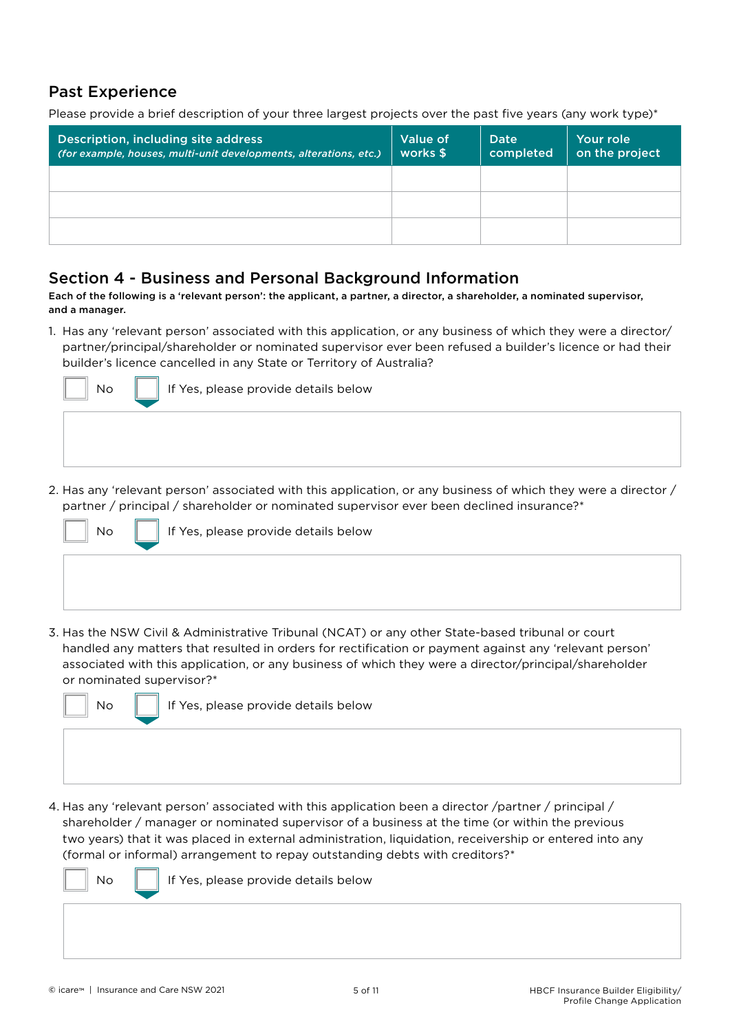## Past Experience

Please provide a brief description of your three largest projects over the past five years (any work type)*

| Description, including site address *(for example, houses, multi-unit developments, alterations, etc.)* | Value of works $ | Date completed | Your role on the project |
| --- | --- | --- | --- |
| | | | |
| | | | |
| | | | |

## Section 4 - Business and Personal Background Information

**Each of the following is a 'relevant person': the applicant, a partner, a director, a shareholder, a nominated supervisor, and a manager.**

1. Has any 'relevant person' associated with this application, or any business of which they were a director/ partner/principal/shareholder or nominated supervisor ever been refused a builder's licence or had their builder's licence cancelled in any State or Territory of Australia?

   ☐ No ☐ If Yes, please provide details below

2. Has any 'relevant person' associated with this application, or any business of which they were a director / partner / principal / shareholder or nominated supervisor ever been declined insurance?*

   ☐ No ☐ If Yes, please provide details below

3. Has the NSW Civil & Administrative Tribunal (NCAT) or any other State-based tribunal or court handled any matters that resulted in orders for rectification or payment against any 'relevant person' associated with this application, or any business of which they were a director/principal/shareholder or nominated supervisor?*

   ☐ No ☐ If Yes, please provide details below

4. Has any 'relevant person' associated with this application been a director /partner / principal / shareholder / manager or nominated supervisor of a business at the time (or within the previous two years) that it was placed in external administration, liquidation, receivership or entered into any (formal or informal) arrangement to repay outstanding debts with creditors?*

   ☐ No ☐ If Yes, please provide details below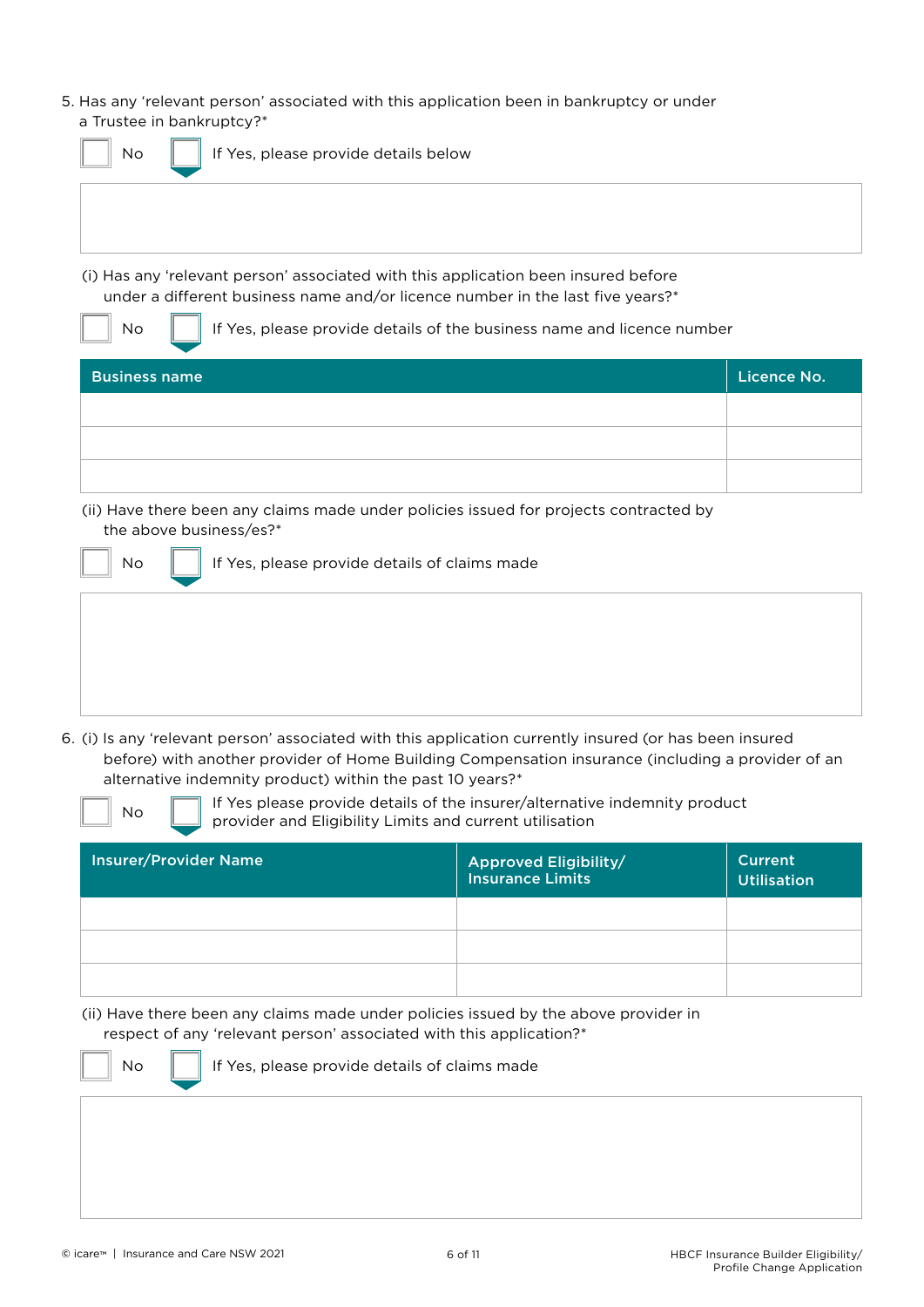5. Has any 'relevant person' associated with this application been in bankruptcy or under a Trustee in bankruptcy?*

☐ No ☐ If Yes, please provide details below

(i) Has any 'relevant person' associated with this application been insured before under a different business name and/or licence number in the last five years?*

☐ No ☐ If Yes, please provide details of the business name and licence number

| Business name | Licence No. |
|---|---|
| | |
| | |
| | |

(ii) Have there been any claims made under policies issued for projects contracted by the above business/es?*

☐ No ☐ If Yes, please provide details of claims made

6. (i) Is any 'relevant person' associated with this application currently insured (or has been insured before) with another provider of Home Building Compensation insurance (including a provider of an alternative indemnity product) within the past 10 years?*

☐ No ☐ If Yes please provide details of the insurer/alternative indemnity product provider and Eligibility Limits and current utilisation

| Insurer/Provider Name | Approved Eligibility/ Insurance Limits | Current Utilisation |
|---|---|---|
| | | |
| | | |
| | | |

(ii) Have there been any claims made under policies issued by the above provider in respect of any 'relevant person' associated with this application?*

☐ No ☐ If Yes, please provide details of claims made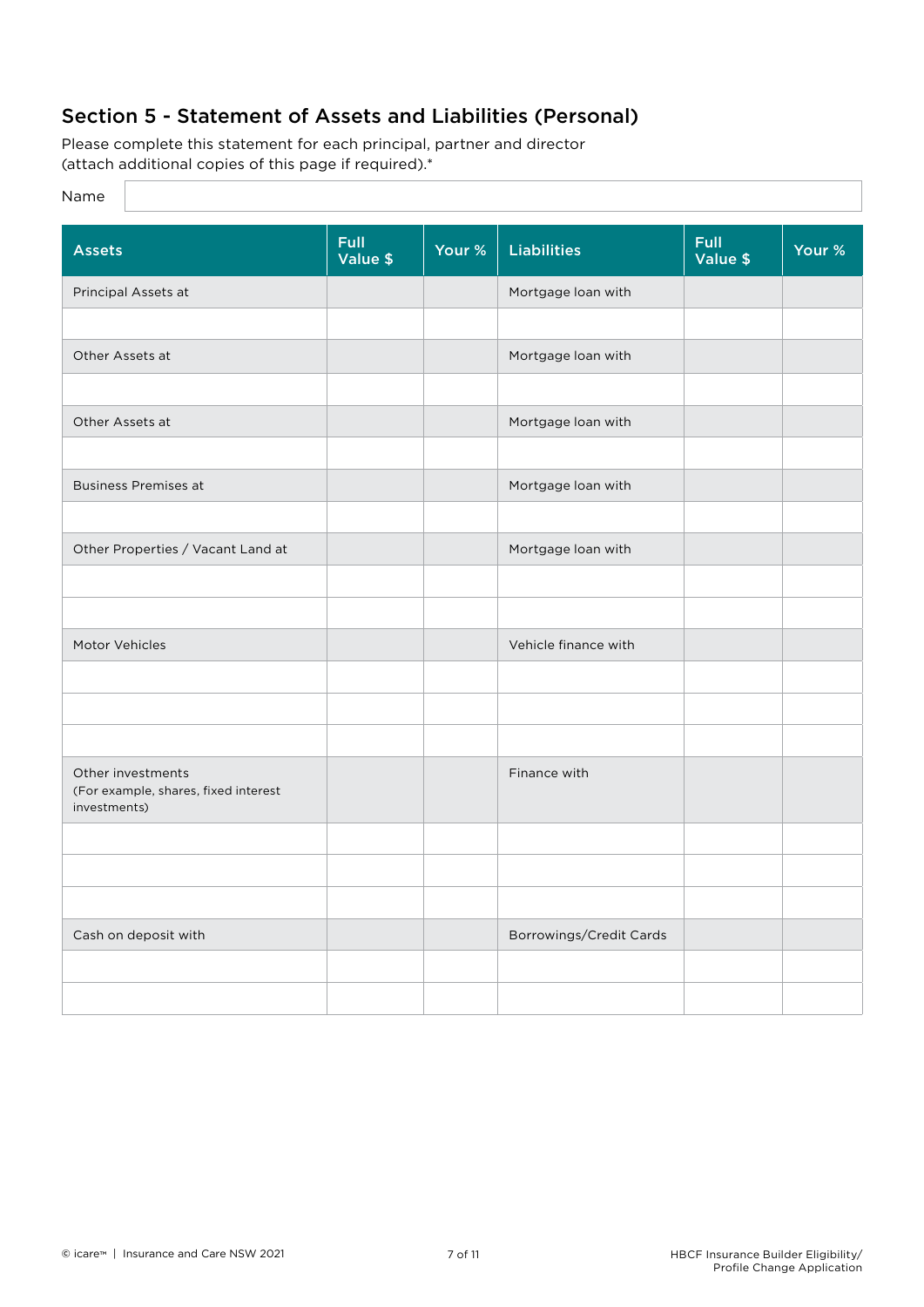## Section 5 - Statement of Assets and Liabilities (Personal)

Please complete this statement for each principal, partner and director (attach additional copies of this page if required).*

Name

| Assets | Full Value $ | Your % | Liabilities | Full Value $ | Your % |
|---|---|---|---|---|---|
| Principal Assets at | | | Mortgage loan with | | |
| | | | | | |
| Other Assets at | | | Mortgage loan with | | |
| | | | | | |
| Other Assets at | | | Mortgage loan with | | |
| | | | | | |
| Business Premises at | | | Mortgage loan with | | |
| | | | | | |
| Other Properties / Vacant Land at | | | Mortgage loan with | | |
| | | | | | |
| | | | | | |
| Motor Vehicles | | | Vehicle finance with | | |
| | | | | | |
| | | | | | |
| | | | | | |
| Other investments (For example, shares, fixed interest investments) | | | Finance with | | |
| | | | | | |
| | | | | | |
| | | | | | |
| Cash on deposit with | | | Borrowings/Credit Cards | | |
| | | | | | |
| | | | | | |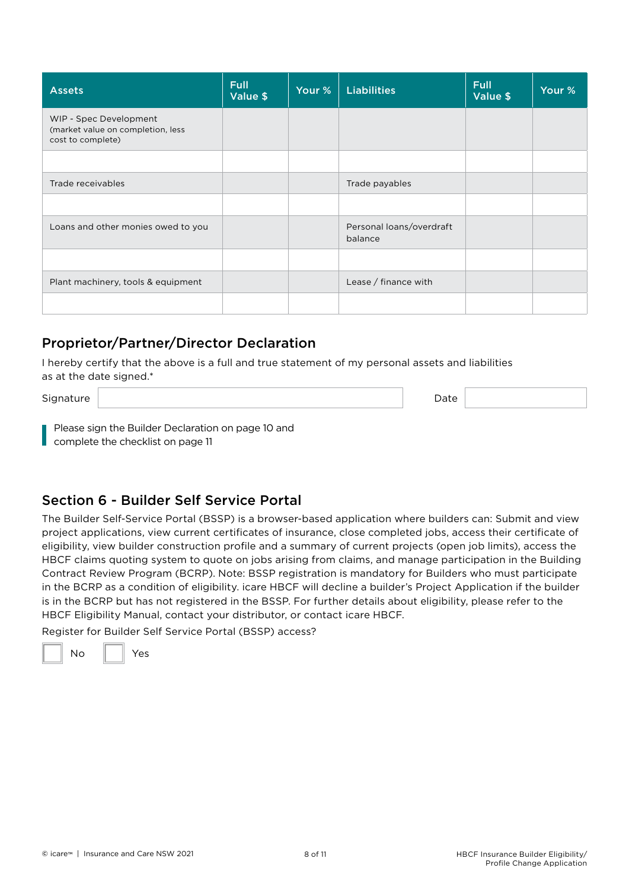| Assets | Full Value $ | Your % | Liabilities | Full Value $ | Your % |
|---|---|---|---|---|---|
| WIP - Spec Development (market value on completion, less cost to complete) | | | | | |
| | | | | | |
| Trade receivables | | | Trade payables | | |
| | | | | | |
| Loans and other monies owed to you | | | Personal loans/overdraft balance | | |
| | | | | | |
| Plant machinery, tools & equipment | | | Lease / finance with | | |
| | | | | | |

## Proprietor/Partner/Director Declaration

I hereby certify that the above is a full and true statement of my personal assets and liabilities as at the date signed.*

Signature ______________________ Date __________

Please sign the Builder Declaration on page 10 and complete the checklist on page 11

## Section 6 - Builder Self Service Portal

The Builder Self-Service Portal (BSSP) is a browser-based application where builders can: Submit and view project applications, view current certificates of insurance, close completed jobs, access their certificate of eligibility, view builder construction profile and a summary of current projects (open job limits), access the HBCF claims quoting system to quote on jobs arising from claims, and manage participation in the Building Contract Review Program (BCRP). Note: BSSP registration is mandatory for Builders who must participate in the BCRP as a condition of eligibility. icare HBCF will decline a builder's Project Application if the builder is in the BCRP but has not registered in the BSSP. For further details about eligibility, please refer to the HBCF Eligibility Manual, contact your distributor, or contact icare HBCF.

Register for Builder Self Service Portal (BSSP) access?

☐ No ☐ Yes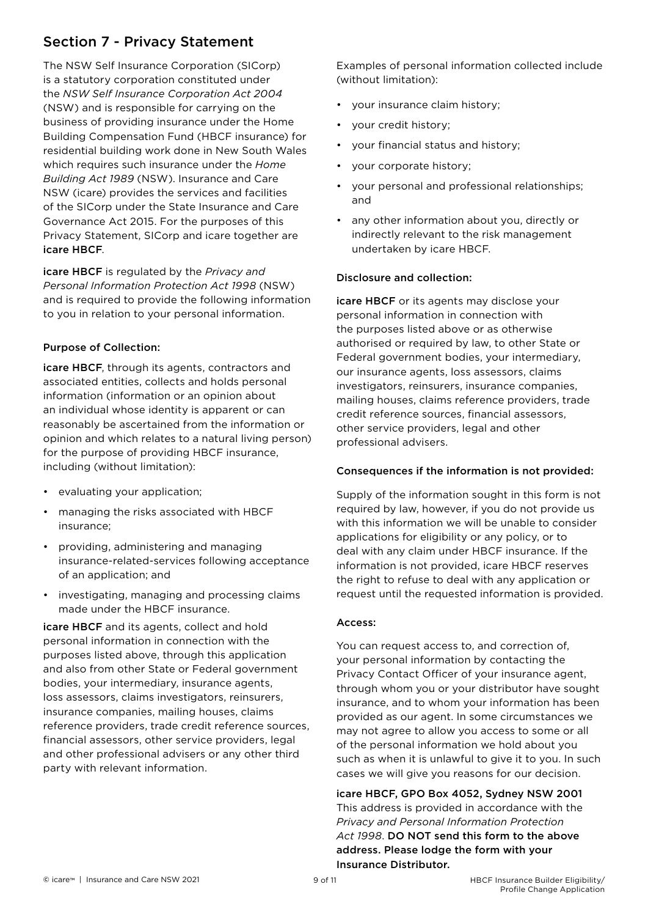## Section 7 - Privacy Statement

The NSW Self Insurance Corporation (SICorp) is a statutory corporation constituted under the *NSW Self Insurance Corporation Act 2004* (NSW) and is responsible for carrying on the business of providing insurance under the Home Building Compensation Fund (HBCF insurance) for residential building work done in New South Wales which requires such insurance under the *Home Building Act 1989* (NSW). Insurance and Care NSW (icare) provides the services and facilities of the SICorp under the State Insurance and Care Governance Act 2015. For the purposes of this Privacy Statement, SICorp and icare together are **icare HBCF**.

**icare HBCF** is regulated by the *Privacy and Personal Information Protection Act 1998* (NSW) and is required to provide the following information to you in relation to your personal information.

### Purpose of Collection:

**icare HBCF**, through its agents, contractors and associated entities, collects and holds personal information (information or an opinion about an individual whose identity is apparent or can reasonably be ascertained from the information or opinion and which relates to a natural living person) for the purpose of providing HBCF insurance, including (without limitation):

- evaluating your application;
- managing the risks associated with HBCF insurance;
- providing, administering and managing insurance-related-services following acceptance of an application; and
- investigating, managing and processing claims made under the HBCF insurance.

**icare HBCF** and its agents, collect and hold personal information in connection with the purposes listed above, through this application and also from other State or Federal government bodies, your intermediary, insurance agents, loss assessors, claims investigators, reinsurers, insurance companies, mailing houses, claims reference providers, trade credit reference sources, financial assessors, other service providers, legal and other professional advisers or any other third party with relevant information.

Examples of personal information collected include (without limitation):

- your insurance claim history;
- your credit history;
- your financial status and history;
- your corporate history;
- your personal and professional relationships; and
- any other information about you, directly or indirectly relevant to the risk management undertaken by icare HBCF.

### Disclosure and collection:

**icare HBCF** or its agents may disclose your personal information in connection with the purposes listed above or as otherwise authorised or required by law, to other State or Federal government bodies, your intermediary, our insurance agents, loss assessors, claims investigators, reinsurers, insurance companies, mailing houses, claims reference providers, trade credit reference sources, financial assessors, other service providers, legal and other professional advisers.

### Consequences if the information is not provided:

Supply of the information sought in this form is not required by law, however, if you do not provide us with this information we will be unable to consider applications for eligibility or any policy, or to deal with any claim under HBCF insurance. If the information is not provided, icare HBCF reserves the right to refuse to deal with any application or request until the requested information is provided.

### Access:

You can request access to, and correction of, your personal information by contacting the Privacy Contact Officer of your insurance agent, through whom you or your distributor have sought insurance, and to whom your information has been provided as our agent. In some circumstances we may not agree to allow you access to some or all of the personal information we hold about you such as when it is unlawful to give it to you. In such cases we will give you reasons for our decision.

**icare HBCF, GPO Box 4052, Sydney NSW 2001**
This address is provided in accordance with the *Privacy and Personal Information Protection Act 1998*. **DO NOT send this form to the above address. Please lodge the form with your Insurance Distributor.**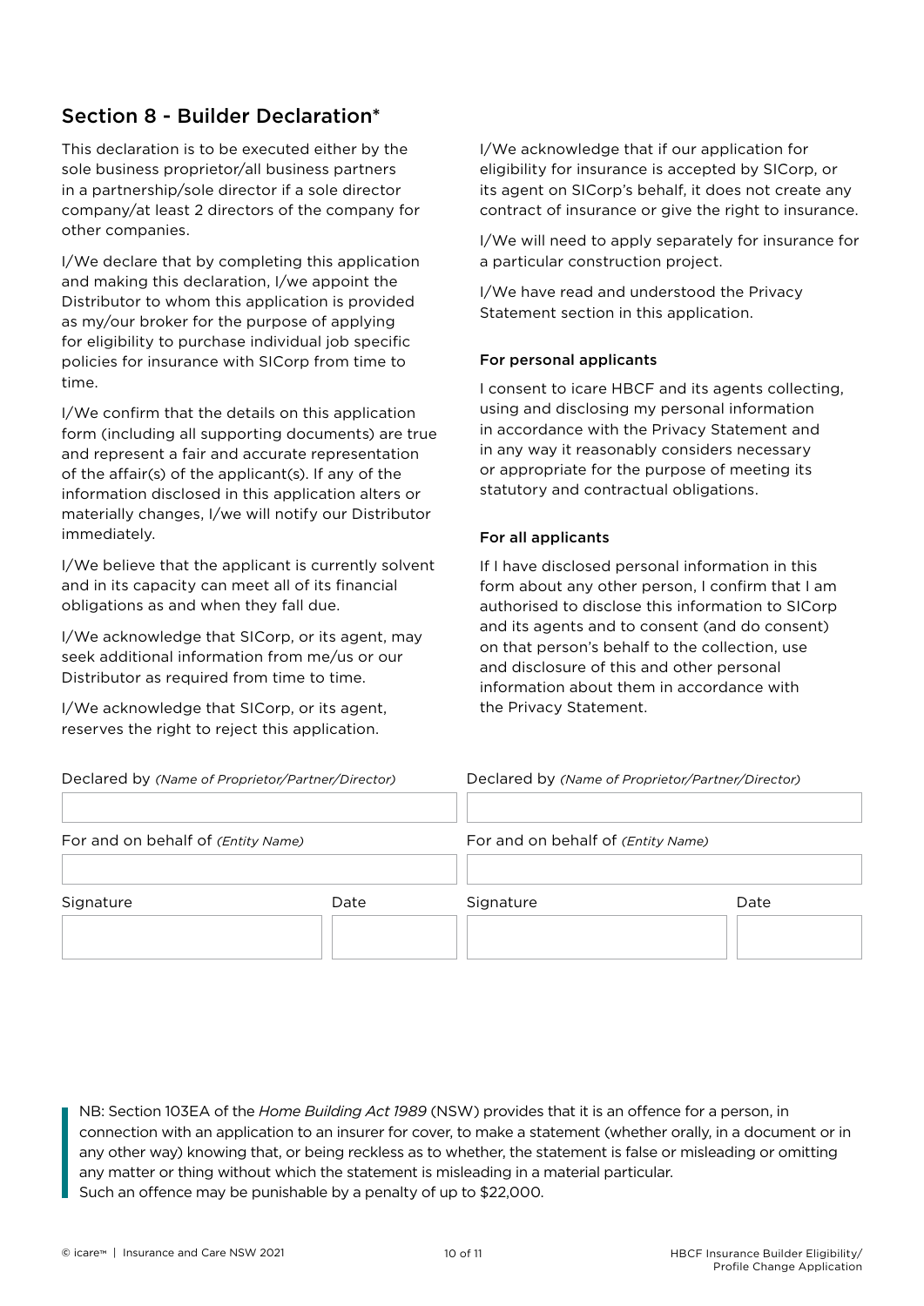## Section 8 - Builder Declaration*

This declaration is to be executed either by the sole business proprietor/all business partners in a partnership/sole director if a sole director company/at least 2 directors of the company for other companies.

I/We declare that by completing this application and making this declaration, I/we appoint the Distributor to whom this application is provided as my/our broker for the purpose of applying for eligibility to purchase individual job specific policies for insurance with SICorp from time to time.

I/We confirm that the details on this application form (including all supporting documents) are true and represent a fair and accurate representation of the affair(s) of the applicant(s). If any of the information disclosed in this application alters or materially changes, I/we will notify our Distributor immediately.

I/We believe that the applicant is currently solvent and in its capacity can meet all of its financial obligations as and when they fall due.

I/We acknowledge that SICorp, or its agent, may seek additional information from me/us or our Distributor as required from time to time.

I/We acknowledge that SICorp, or its agent, reserves the right to reject this application.

I/We acknowledge that if our application for eligibility for insurance is accepted by SICorp, or its agent on SICorp's behalf, it does not create any contract of insurance or give the right to insurance.

I/We will need to apply separately for insurance for a particular construction project.

I/We have read and understood the Privacy Statement section in this application.

#### For personal applicants

I consent to icare HBCF and its agents collecting, using and disclosing my personal information in accordance with the Privacy Statement and in any way it reasonably considers necessary or appropriate for the purpose of meeting its statutory and contractual obligations.

#### For all applicants

If I have disclosed personal information in this form about any other person, I confirm that I am authorised to disclose this information to SICorp and its agents and to consent (and do consent) on that person's behalf to the collection, use and disclosure of this and other personal information about them in accordance with the Privacy Statement.

| Declared by *(Name of Proprietor/Partner/Director)* | | Declared by *(Name of Proprietor/Partner/Director)* | |
|---|---|---|---|
| | | | |
| For and on behalf of *(Entity Name)* | | For and on behalf of *(Entity Name)* | |
| | | | |
| Signature | Date | Signature | Date |
| | | | |

NB: Section 103EA of the *Home Building Act 1989* (NSW) provides that it is an offence for a person, in connection with an application to an insurer for cover, to make a statement (whether orally, in a document or in any other way) knowing that, or being reckless as to whether, the statement is false or misleading or omitting any matter or thing without which the statement is misleading in a material particular.
Such an offence may be punishable by a penalty of up to $22,000.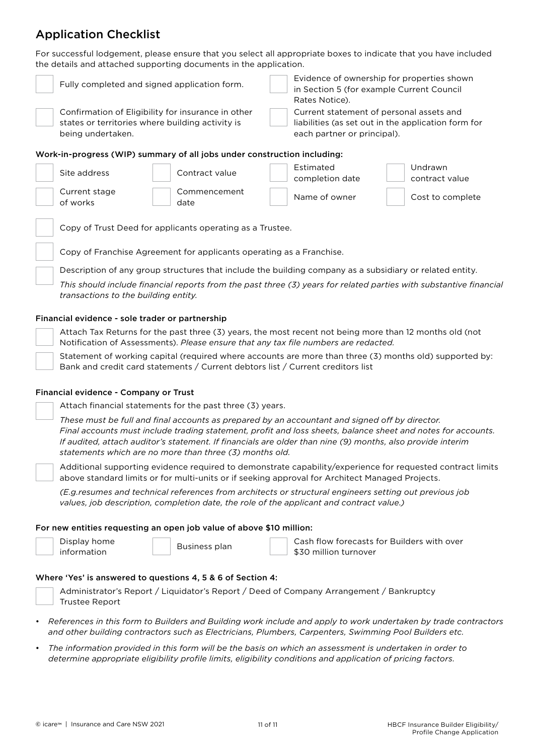## Application Checklist

For successful lodgement, please ensure that you select all appropriate boxes to indicate that you have included the details and attached supporting documents in the application.

- ☐ Fully completed and signed application form.
- ☐ Confirmation of Eligibility for insurance in other states or territories where building activity is being undertaken.
- ☐ Evidence of ownership for properties shown in Section 5 (for example Current Council Rates Notice).
- ☐ Current statement of personal assets and liabilities (as set out in the application form for each partner or principal).

**Work-in-progress (WIP) summary of all jobs under construction including:**

- ☐ Site address
- ☐ Contract value
- ☐ Estimated completion date
- ☐ Undrawn contract value
- ☐ Current stage of works
- ☐ Commencement date
- ☐ Name of owner
- ☐ Cost to complete

- ☐ Copy of Trust Deed for applicants operating as a Trustee.
- ☐ Copy of Franchise Agreement for applicants operating as a Franchise.
- ☐ Description of any group structures that include the building company as a subsidiary or related entity.

  *This should include financial reports from the past three (3) years for related parties with substantive financial transactions to the building entity.*

**Financial evidence - sole trader or partnership**

- ☐ Attach Tax Returns for the past three (3) years, the most recent not being more than 12 months old (not Notification of Assessments). *Please ensure that any tax file numbers are redacted.*
- ☐ Statement of working capital (required where accounts are more than three (3) months old) supported by: Bank and credit card statements / Current debtors list / Current creditors list

**Financial evidence - Company or Trust**

- ☐ Attach financial statements for the past three (3) years.

  *These must be full and final accounts as prepared by an accountant and signed off by director. Final accounts must include trading statement, profit and loss sheets, balance sheet and notes for accounts. If audited, attach auditor's statement. If financials are older than nine (9) months, also provide interim statements which are no more than three (3) months old.*

- ☐ Additional supporting evidence required to demonstrate capability/experience for requested contract limits above standard limits or for multi-units or if seeking approval for Architect Managed Projects.

  *(E.g.resumes and technical references from architects or structural engineers setting out previous job values, job description, completion date, the role of the applicant and contract value.)*

**For new entities requesting an open job value of above $10 million:**

- ☐ Display home information
- ☐ Business plan
- ☐ Cash flow forecasts for Builders with over $30 million turnover

**Where 'Yes' is answered to questions 4, 5 & 6 of Section 4:**

- ☐ Administrator's Report / Liquidator's Report / Deed of Company Arrangement / Bankruptcy Trustee Report

- *References in this form to Builders and Building work include and apply to work undertaken by trade contractors and other building contractors such as Electricians, Plumbers, Carpenters, Swimming Pool Builders etc.*
- *The information provided in this form will be the basis on which an assessment is undertaken in order to determine appropriate eligibility profile limits, eligibility conditions and application of pricing factors.*